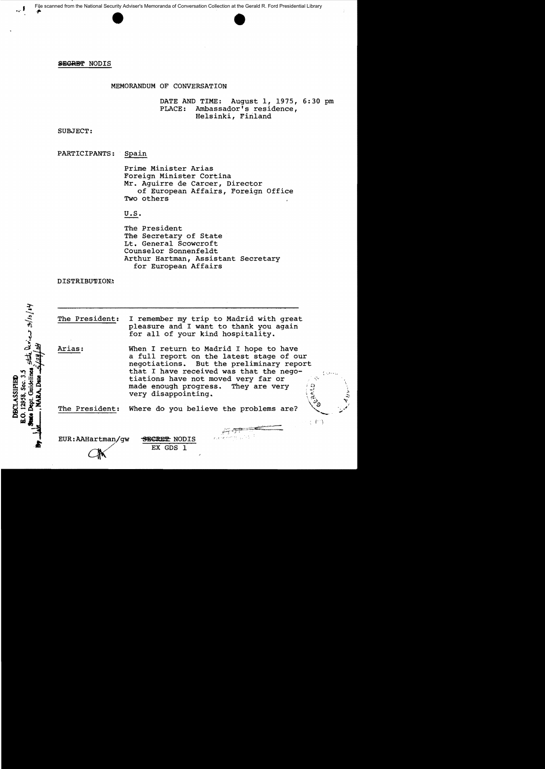File scanned from the National Security Adviser's Memoranda of Conversation Collection at the Gerald R. Ford Presidential Library

~~SECRET~~ NODIS

MEMORANDUM OF CONVERSATION

DATE AND TIME: August 1, 1975, 6:30 pm
PLACE: Ambassador's residence, Helsinki, Finland

SUBJECT:

PARTICIPANTS: Spain

Prime Minister Arias
Foreign Minister Cortina
Mr. Aguirre de Carcer, Director of European Affairs, Foreign Office
Two others

U.S.

The President
The Secretary of State
Lt. General Scowcroft
Counselor Sonnenfeldt
Arthur Hartman, Assistant Secretary for European Affairs

DISTRIBUTION:

DECLASSIFIED
E.O. 12958, Sec. 3.5
State Dept. Guidelines, State Review 3/10/04
By ___, NARA, Date 5/24/04

---

The President: I remember my trip to Madrid with great pleasure and I want to thank you again for all of your kind hospitality.

Arias: When I return to Madrid I hope to have a full report on the latest stage of our negotiations. But the preliminary report that I have received was that the negotiations have not moved very far or made enough progress. They are very very disappointing.

The President: Where do you believe the problems are?

EUR:AAHartman/gw

~~SECRET~~ NODIS
EX GDS 1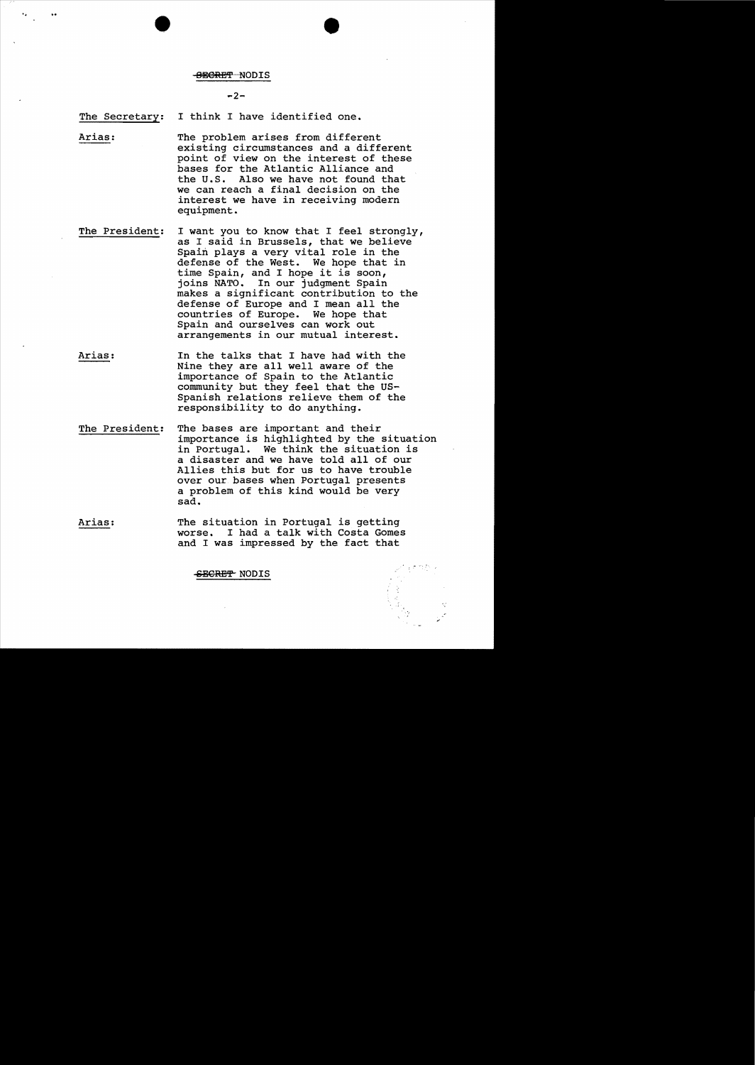**The Secretary:** I think I have identified one.

**Arias:** The problem arises from different existing circumstances and a different point of view on the interest of these bases for the Atlantic Alliance and the U.S. Also we have not found that we can reach a final decision on the interest we have in receiving modern equipment.

**The President:** I want you to know that I feel strongly, as I said in Brussels, that we believe Spain plays a very vital role in the defense of the West. We hope that in time Spain, and I hope it is soon, joins NATO. In our judgment Spain makes a significant contribution to the defense of Europe and I mean all the countries of Europe. We hope that Spain and ourselves can work out arrangements in our mutual interest.

**Arias:** In the talks that I have had with the Nine they are all well aware of the importance of Spain to the Atlantic community but they feel that the US-Spanish relations relieve them of the responsibility to do anything.

**The President:** The bases are important and their importance is highlighted by the situation in Portugal. We think the situation is a disaster and we have told all of our Allies this but for us to have trouble over our bases when Portugal presents a problem of this kind would be very sad.

**Arias:** The situation in Portugal is getting worse. I had a talk with Costa Gomes and I was impressed by the fact that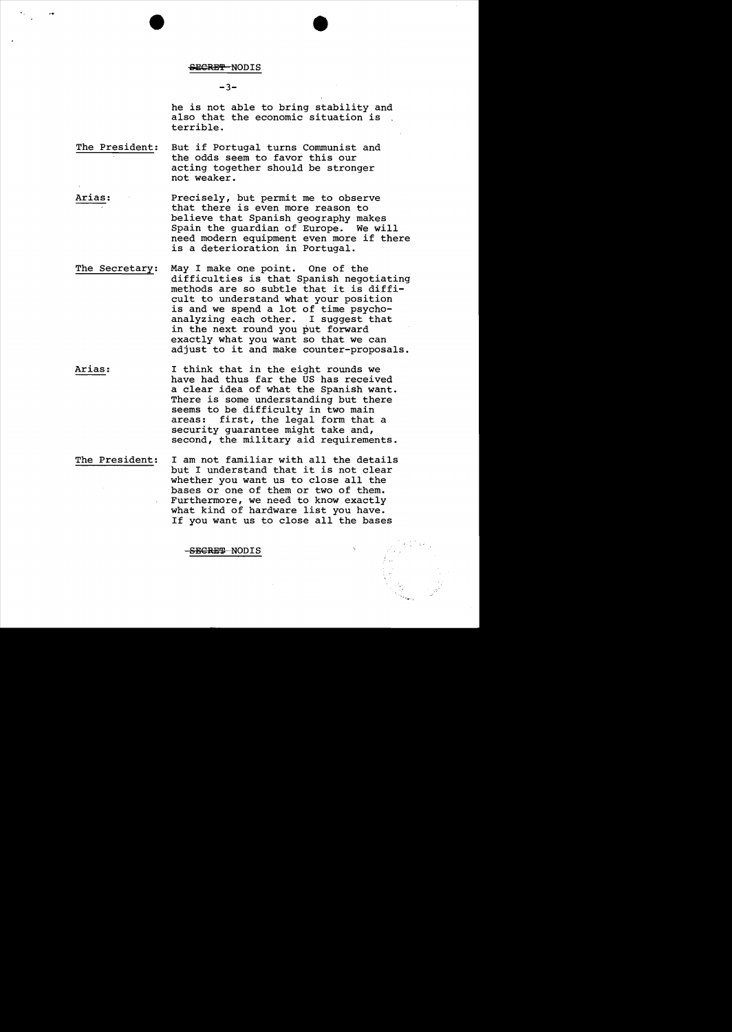he is not able to bring stability and also that the economic situation is terrible.

**The President:** But if Portugal turns Communist and the odds seem to favor this our acting together should be stronger not weaker.

**Arias:** Precisely, but permit me to observe that there is even more reason to believe that Spanish geography makes Spain the guardian of Europe. We will need modern equipment even more if there is a deterioration in Portugal.

**The Secretary:** May I make one point. One of the difficulties is that Spanish negotiating methods are so subtle that it is difficult to understand what your position is and we spend a lot of time psychoanalyzing each other. I suggest that in the next round you put forward exactly what you want so that we can adjust to it and make counter-proposals.

**Arias:** I think that in the eight rounds we have had thus far the US has received a clear idea of what the Spanish want. There is some understanding but there seems to be difficulty in two main areas: first, the legal form that a security guarantee might take and, second, the military aid requirements.

**The President:** I am not familiar with all the details but I understand that it is not clear whether you want us to close all the bases or one of them or two of them. Furthermore, we need to know exactly what kind of hardware list you have. If you want us to close all the bases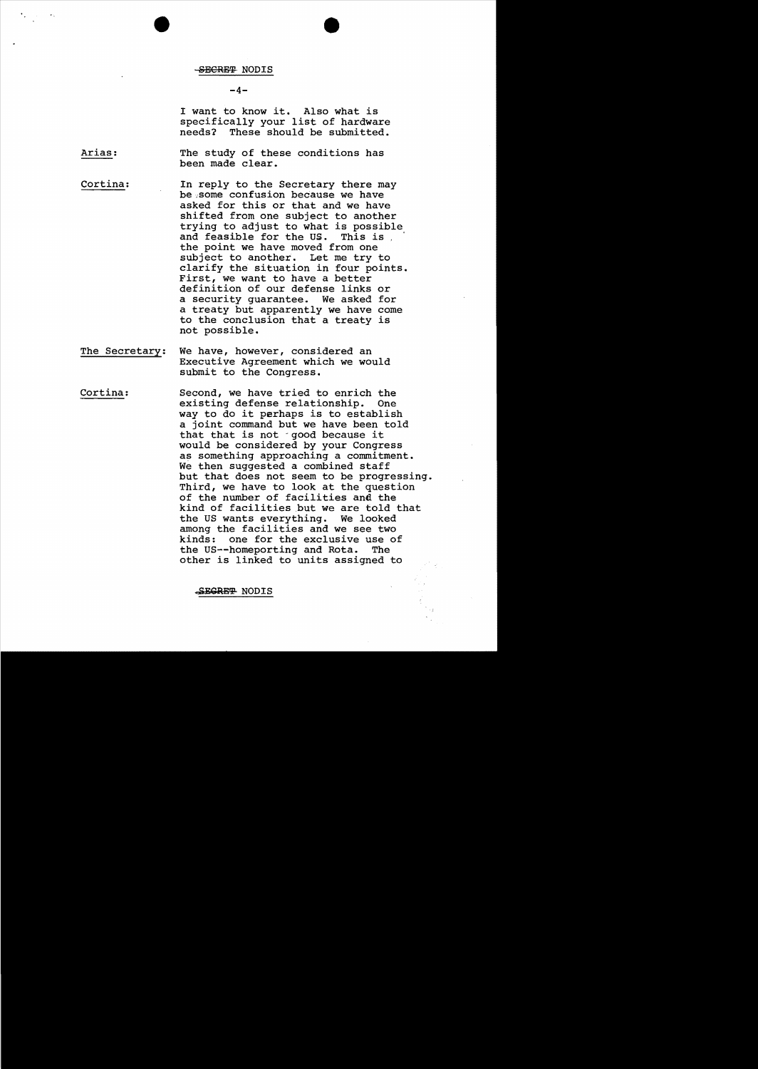I want to know it. Also what is specifically your list of hardware needs? These should be submitted.

**Arias:** The study of these conditions has been made clear.

**Cortina:** In reply to the Secretary there may be some confusion because we have asked for this or that and we have shifted from one subject to another trying to adjust to what is possible and feasible for the US. This is the point we have moved from one subject to another. Let me try to clarify the situation in four points. First, we want to have a better definition of our defense links or a security guarantee. We asked for a treaty but apparently we have come to the conclusion that a treaty is not possible.

**The Secretary:** We have, however, considered an Executive Agreement which we would submit to the Congress.

**Cortina:** Second, we have tried to enrich the existing defense relationship. One way to do it perhaps is to establish a joint command but we have been told that that is not good because it would be considered by your Congress as something approaching a commitment. We then suggested a combined staff but that does not seem to be progressing. Third, we have to look at the question of the number of facilities and the kind of facilities but we are told that the US wants everything. We looked among the facilities and we see two kinds: one for the exclusive use of the US--homeporting and Rota. The other is linked to units assigned to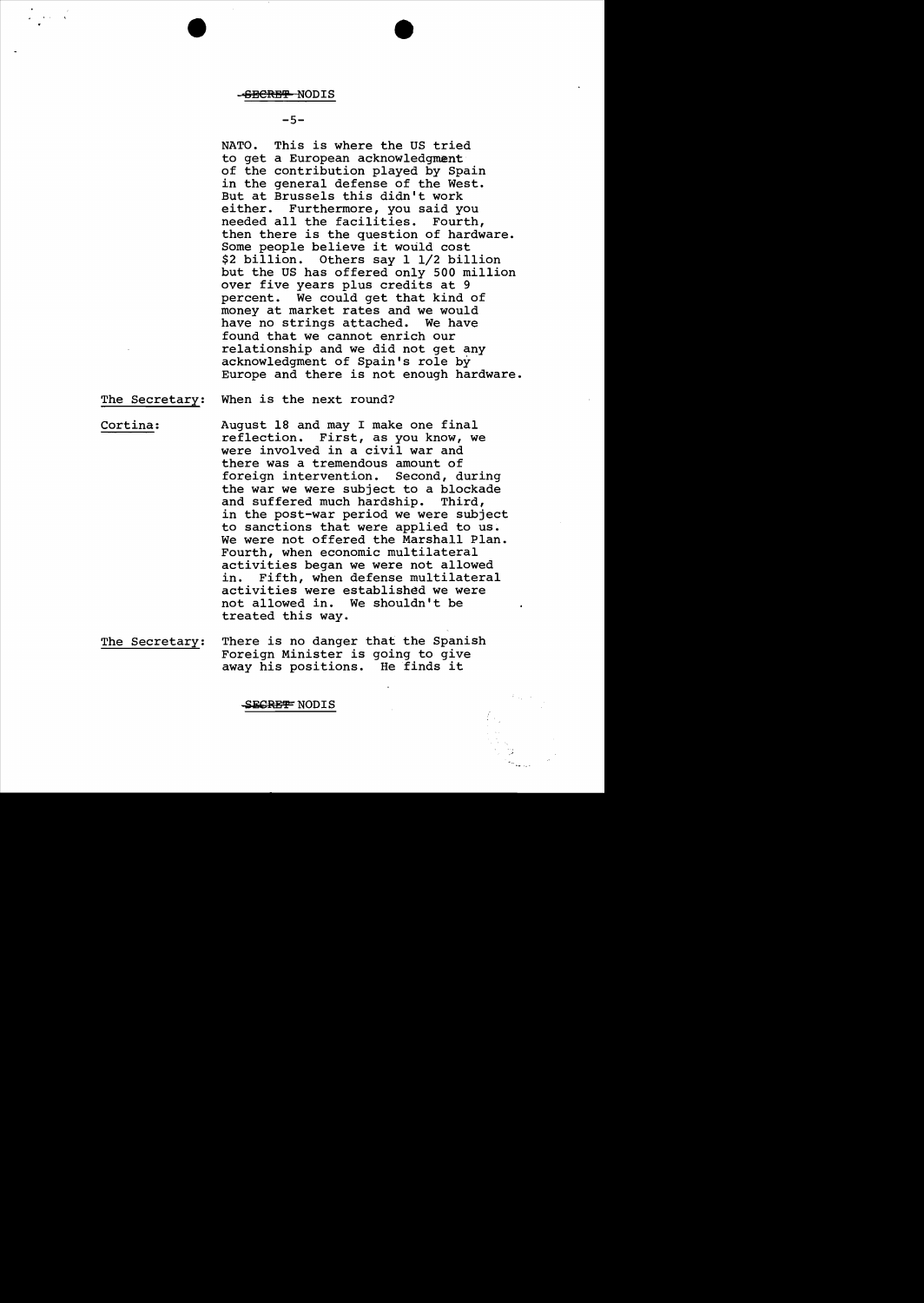SECRET NODIS

NATO. This is where the US tried to get a European acknowledgment of the contribution played by Spain in the general defense of the West. But at Brussels this didn't work either. Furthermore, you said you needed all the facilities. Fourth, then there is the question of hardware. Some people believe it would cost \$2 billion. Others say 1 1/2 billion but the US has offered only 500 million over five years plus credits at 9 percent. We could get that kind of money at market rates and we would have no strings attached. We have found that we cannot enrich our relationship and we did not get any acknowledgment of Spain's role by Europe and there is not enough hardware.

The Secretary: When is the next round?

Cortina: August 18 and may I make one final reflection. First, as you know, we were involved in a civil war and there was a tremendous amount of foreign intervention. Second, during the war we were subject to a blockade and suffered much hardship. Third, in the post-war period we were subject to sanctions that were applied to us. We were not offered the Marshall Plan. Fourth, when economic multilateral activities began we were not allowed in. Fifth, when defense multilateral activities were established we were not allowed in. We shouldn't be treated this way.

The Secretary: There is no danger that the Spanish Foreign Minister is going to give away his positions. He finds it

SECRET NODIS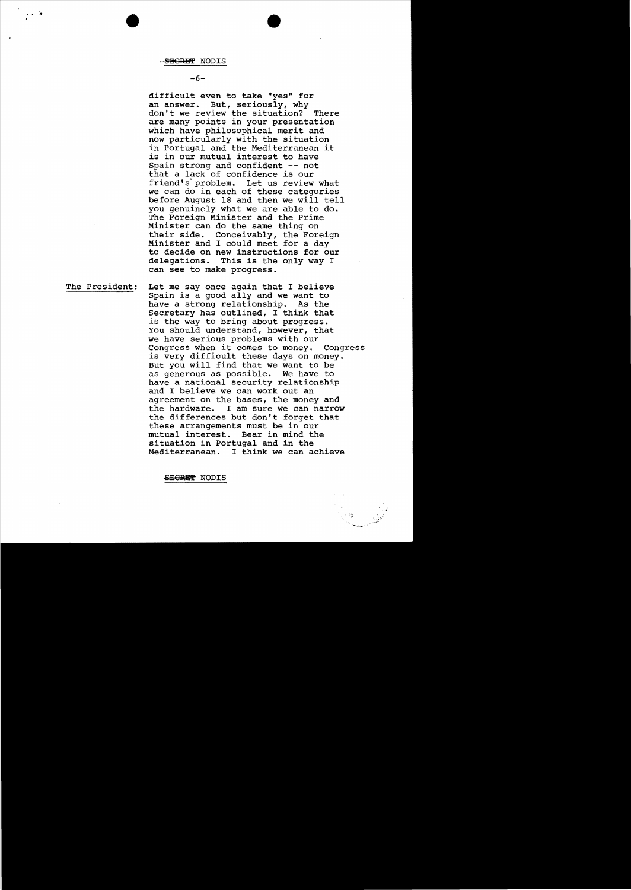difficult even to take "yes" for an answer. But, seriously, why don't we review the situation? There are many points in your presentation which have philosophical merit and now particularly with the situation in Portugal and the Mediterranean it is in our mutual interest to have Spain strong and confident -- not that a lack of confidence is our friend's problem. Let us review what we can do in each of these categories before August 18 and then we will tell you genuinely what we are able to do. The Foreign Minister and the Prime Minister can do the same thing on their side. Conceivably, the Foreign Minister and I could meet for a day to decide on new instructions for our delegations. This is the only way I can see to make progress.

The President: Let me say once again that I believe Spain is a good ally and we want to have a strong relationship. As the Secretary has outlined, I think that is the way to bring about progress. You should understand, however, that we have serious problems with our Congress when it comes to money. Congress is very difficult these days on money. But you will find that we want to be as generous as possible. We have to have a national security relationship and I believe we can work out an agreement on the bases, the money and the hardware. I am sure we can narrow the differences but don't forget that these arrangements must be in our mutual interest. Bear in mind the situation in Portugal and in the Mediterranean. I think we can achieve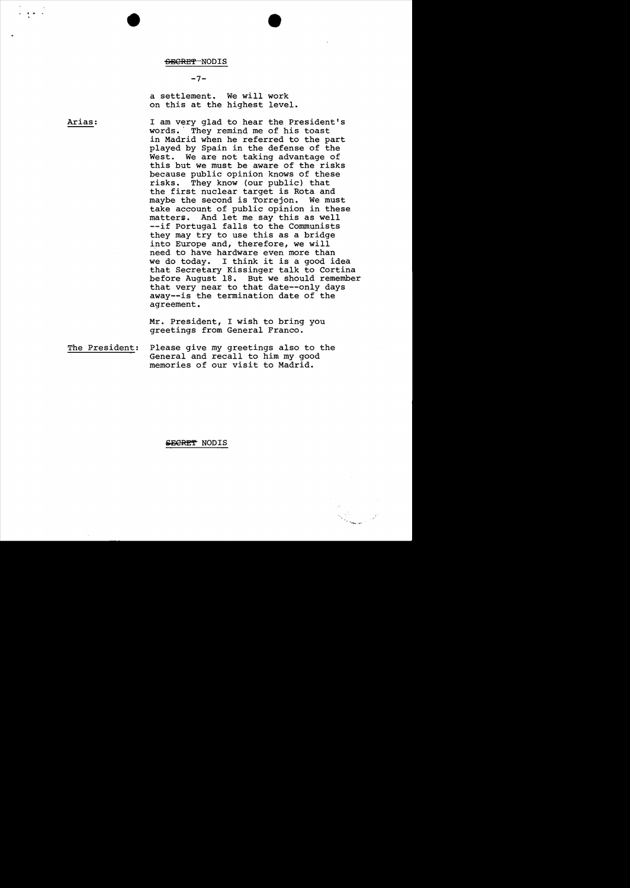SECRET NODIS

a settlement. We will work on this at the highest level.

Arias: I am very glad to hear the President's words. They remind me of his toast in Madrid when he referred to the part played by Spain in the defense of the West. We are not taking advantage of this but we must be aware of the risks because public opinion knows of these risks. They know (our public) that the first nuclear target is Rota and maybe the second is Torrejon. We must take account of public opinion in these matters. And let me say this as well --if Portugal falls to the Communists they may try to use this as a bridge into Europe and, therefore, we will need to have hardware even more than we do today. I think it is a good idea that Secretary Kissinger talk to Cortina before August 18. But we should remember that very near to that date--only days away--is the termination date of the agreement.

Mr. President, I wish to bring you greetings from General Franco.

The President: Please give my greetings also to the General and recall to him my good memories of our visit to Madrid.

SECRET NODIS